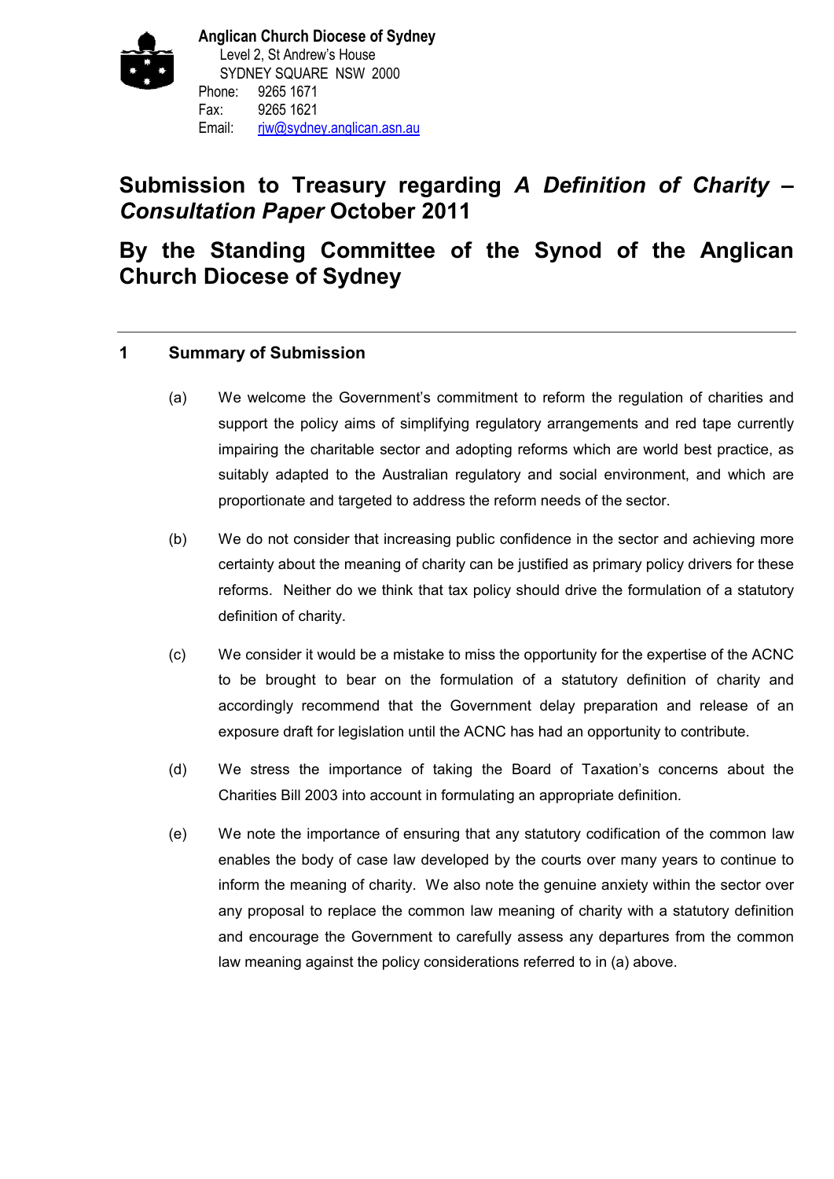**Anglican Church Diocese of Sydney**
Level 2, St Andrew's House
SYDNEY SQUARE NSW 2000
Phone: 9265 1671
Fax: 9265 1621
Email: rjw@sydney.anglican.asn.au

# Submission to Treasury regarding *A Definition of Charity – Consultation Paper* October 2011

# By the Standing Committee of the Synod of the Anglican Church Diocese of Sydney

---

## 1 Summary of Submission

(a) We welcome the Government's commitment to reform the regulation of charities and support the policy aims of simplifying regulatory arrangements and red tape currently impairing the charitable sector and adopting reforms which are world best practice, as suitably adapted to the Australian regulatory and social environment, and which are proportionate and targeted to address the reform needs of the sector.

(b) We do not consider that increasing public confidence in the sector and achieving more certainty about the meaning of charity can be justified as primary policy drivers for these reforms. Neither do we think that tax policy should drive the formulation of a statutory definition of charity.

(c) We consider it would be a mistake to miss the opportunity for the expertise of the ACNC to be brought to bear on the formulation of a statutory definition of charity and accordingly recommend that the Government delay preparation and release of an exposure draft for legislation until the ACNC has had an opportunity to contribute.

(d) We stress the importance of taking the Board of Taxation's concerns about the Charities Bill 2003 into account in formulating an appropriate definition.

(e) We note the importance of ensuring that any statutory codification of the common law enables the body of case law developed by the courts over many years to continue to inform the meaning of charity. We also note the genuine anxiety within the sector over any proposal to replace the common law meaning of charity with a statutory definition and encourage the Government to carefully assess any departures from the common law meaning against the policy considerations referred to in (a) above.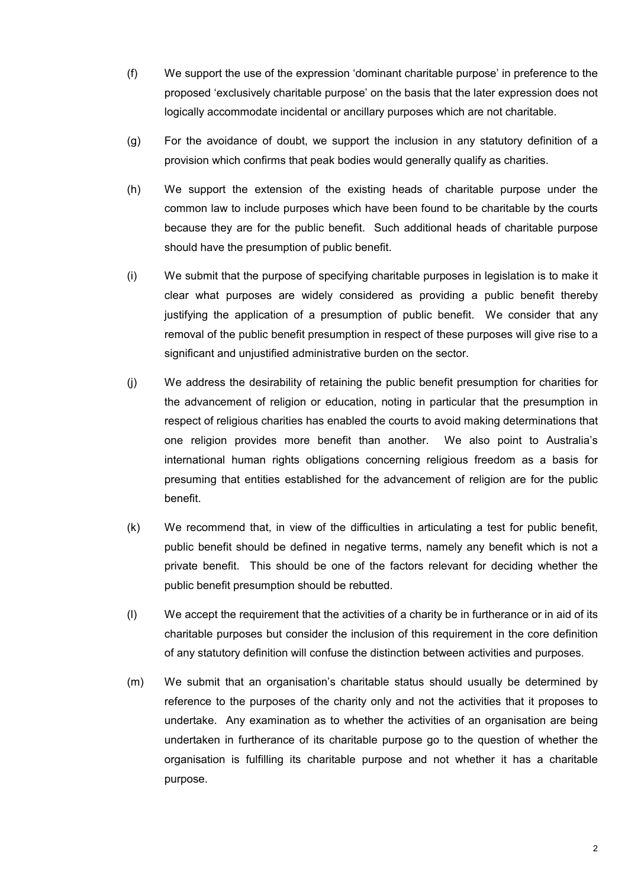(f) We support the use of the expression 'dominant charitable purpose' in preference to the proposed 'exclusively charitable purpose' on the basis that the later expression does not logically accommodate incidental or ancillary purposes which are not charitable.

(g) For the avoidance of doubt, we support the inclusion in any statutory definition of a provision which confirms that peak bodies would generally qualify as charities.

(h) We support the extension of the existing heads of charitable purpose under the common law to include purposes which have been found to be charitable by the courts because they are for the public benefit. Such additional heads of charitable purpose should have the presumption of public benefit.

(i) We submit that the purpose of specifying charitable purposes in legislation is to make it clear what purposes are widely considered as providing a public benefit thereby justifying the application of a presumption of public benefit. We consider that any removal of the public benefit presumption in respect of these purposes will give rise to a significant and unjustified administrative burden on the sector.

(j) We address the desirability of retaining the public benefit presumption for charities for the advancement of religion or education, noting in particular that the presumption in respect of religious charities has enabled the courts to avoid making determinations that one religion provides more benefit than another. We also point to Australia's international human rights obligations concerning religious freedom as a basis for presuming that entities established for the advancement of religion are for the public benefit.

(k) We recommend that, in view of the difficulties in articulating a test for public benefit, public benefit should be defined in negative terms, namely any benefit which is not a private benefit. This should be one of the factors relevant for deciding whether the public benefit presumption should be rebutted.

(l) We accept the requirement that the activities of a charity be in furtherance or in aid of its charitable purposes but consider the inclusion of this requirement in the core definition of any statutory definition will confuse the distinction between activities and purposes.

(m) We submit that an organisation's charitable status should usually be determined by reference to the purposes of the charity only and not the activities that it proposes to undertake. Any examination as to whether the activities of an organisation are being undertaken in furtherance of its charitable purpose go to the question of whether the organisation is fulfilling its charitable purpose and not whether it has a charitable purpose.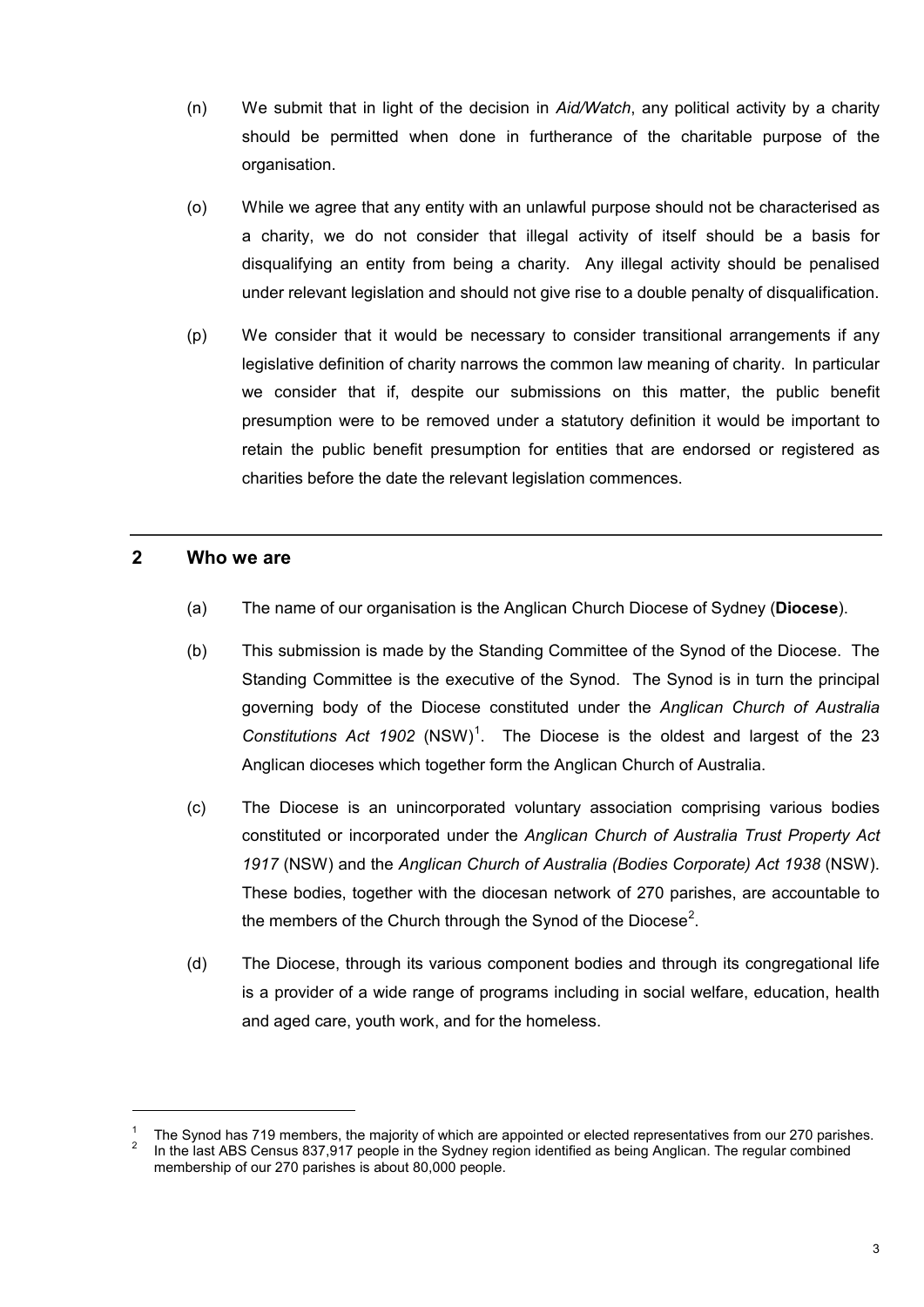(n) We submit that in light of the decision in *Aid/Watch*, any political activity by a charity should be permitted when done in furtherance of the charitable purpose of the organisation.

(o) While we agree that any entity with an unlawful purpose should not be characterised as a charity, we do not consider that illegal activity of itself should be a basis for disqualifying an entity from being a charity. Any illegal activity should be penalised under relevant legislation and should not give rise to a double penalty of disqualification.

(p) We consider that it would be necessary to consider transitional arrangements if any legislative definition of charity narrows the common law meaning of charity. In particular we consider that if, despite our submissions on this matter, the public benefit presumption were to be removed under a statutory definition it would be important to retain the public benefit presumption for entities that are endorsed or registered as charities before the date the relevant legislation commences.

---

## 2 Who we are

(a) The name of our organisation is the Anglican Church Diocese of Sydney (**Diocese**).

(b) This submission is made by the Standing Committee of the Synod of the Diocese. The Standing Committee is the executive of the Synod. The Synod is in turn the principal governing body of the Diocese constituted under the *Anglican Church of Australia Constitutions Act 1902* (NSW)[1]. The Diocese is the oldest and largest of the 23 Anglican dioceses which together form the Anglican Church of Australia.

(c) The Diocese is an unincorporated voluntary association comprising various bodies constituted or incorporated under the *Anglican Church of Australia Trust Property Act 1917* (NSW) and the *Anglican Church of Australia (Bodies Corporate) Act 1938* (NSW). These bodies, together with the diocesan network of 270 parishes, are accountable to the members of the Church through the Synod of the Diocese[2].

(d) The Diocese, through its various component bodies and through its congregational life is a provider of a wide range of programs including in social welfare, education, health and aged care, youth work, and for the homeless.

---

[1] The Synod has 719 members, the majority of which are appointed or elected representatives from our 270 parishes.

[2] In the last ABS Census 837,917 people in the Sydney region identified as being Anglican. The regular combined membership of our 270 parishes is about 80,000 people.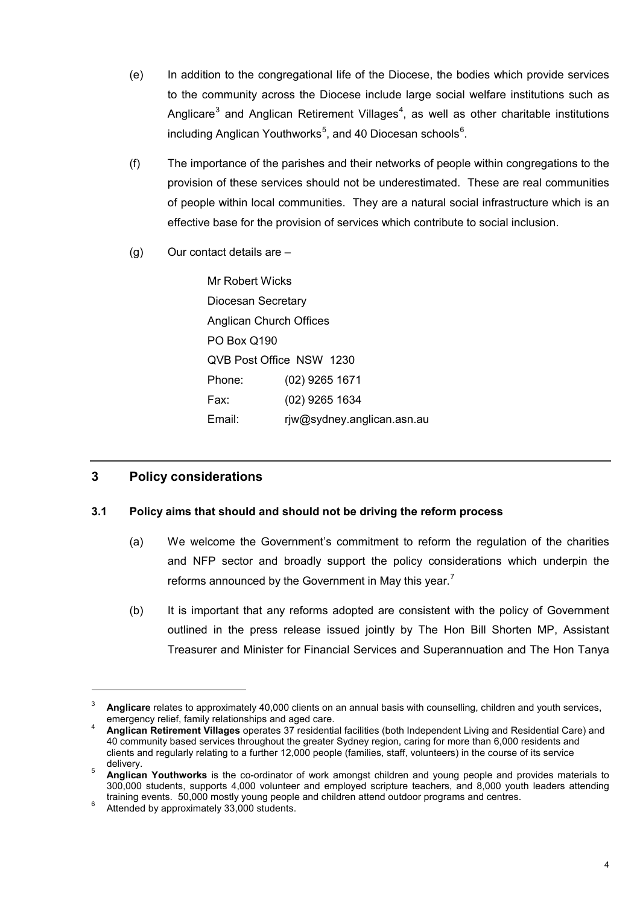(e) In addition to the congregational life of the Diocese, the bodies which provide services to the community across the Diocese include large social welfare institutions such as Anglicare[3] and Anglican Retirement Villages[4], as well as other charitable institutions including Anglican Youthworks[5], and 40 Diocesan schools[6].

(f) The importance of the parishes and their networks of people within congregations to the provision of these services should not be underestimated. These are real communities of people within local communities. They are a natural social infrastructure which is an effective base for the provision of services which contribute to social inclusion.

(g) Our contact details are –

Mr Robert Wicks
Diocesan Secretary
Anglican Church Offices
PO Box Q190
QVB Post Office NSW 1230
Phone: (02) 9265 1671
Fax: (02) 9265 1634
Email: rjw@sydney.anglican.asn.au

## 3 Policy considerations

### 3.1 Policy aims that should and should not be driving the reform process

(a) We welcome the Government's commitment to reform the regulation of the charities and NFP sector and broadly support the policy considerations which underpin the reforms announced by the Government in May this year.[7]

(b) It is important that any reforms adopted are consistent with the policy of Government outlined in the press release issued jointly by The Hon Bill Shorten MP, Assistant Treasurer and Minister for Financial Services and Superannuation and The Hon Tanya

---

[3] **Anglicare** relates to approximately 40,000 clients on an annual basis with counselling, children and youth services, emergency relief, family relationships and aged care.

[4] **Anglican Retirement Villages** operates 37 residential facilities (both Independent Living and Residential Care) and 40 community based services throughout the greater Sydney region, caring for more than 6,000 residents and clients and regularly relating to a further 12,000 people (families, staff, volunteers) in the course of its service delivery.

[5] **Anglican Youthworks** is the co-ordinator of work amongst children and young people and provides materials to 300,000 students, supports 4,000 volunteer and employed scripture teachers, and 8,000 youth leaders attending training events. 50,000 mostly young people and children attend outdoor programs and centres.

[6] Attended by approximately 33,000 students.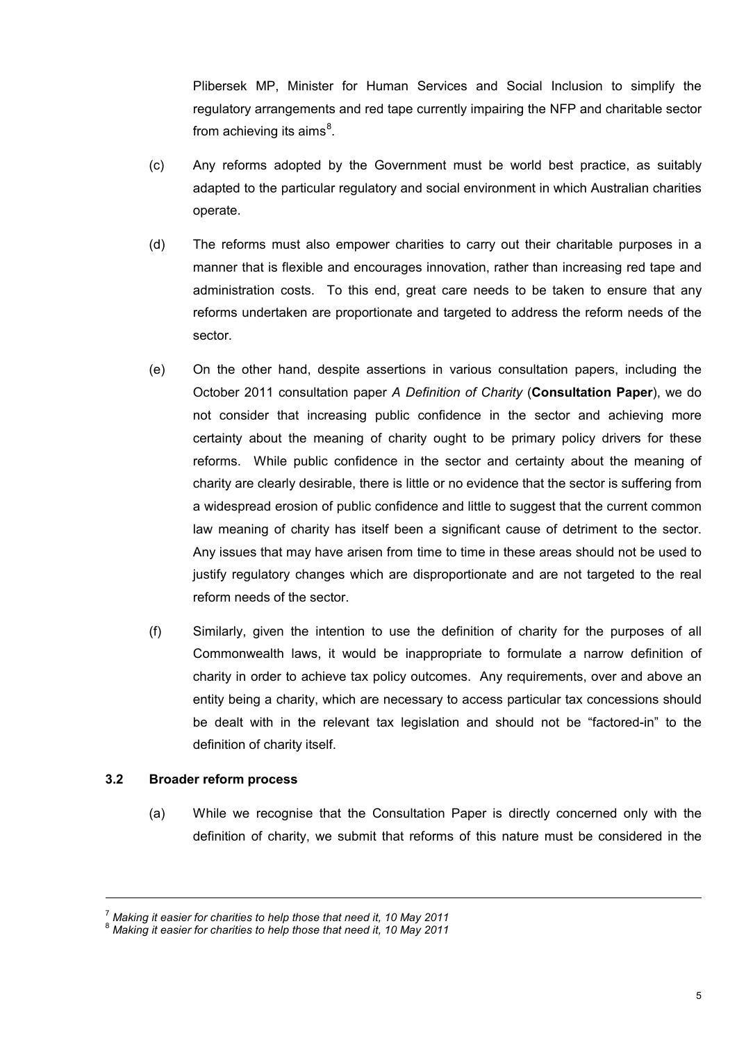Plibersek MP, Minister for Human Services and Social Inclusion to simplify the regulatory arrangements and red tape currently impairing the NFP and charitable sector from achieving its aims[8].

(c) Any reforms adopted by the Government must be world best practice, as suitably adapted to the particular regulatory and social environment in which Australian charities operate.

(d) The reforms must also empower charities to carry out their charitable purposes in a manner that is flexible and encourages innovation, rather than increasing red tape and administration costs. To this end, great care needs to be taken to ensure that any reforms undertaken are proportionate and targeted to address the reform needs of the sector.

(e) On the other hand, despite assertions in various consultation papers, including the October 2011 consultation paper *A Definition of Charity* (**Consultation Paper**), we do not consider that increasing public confidence in the sector and achieving more certainty about the meaning of charity ought to be primary policy drivers for these reforms. While public confidence in the sector and certainty about the meaning of charity are clearly desirable, there is little or no evidence that the sector is suffering from a widespread erosion of public confidence and little to suggest that the current common law meaning of charity has itself been a significant cause of detriment to the sector. Any issues that may have arisen from time to time in these areas should not be used to justify regulatory changes which are disproportionate and are not targeted to the real reform needs of the sector.

(f) Similarly, given the intention to use the definition of charity for the purposes of all Commonwealth laws, it would be inappropriate to formulate a narrow definition of charity in order to achieve tax policy outcomes. Any requirements, over and above an entity being a charity, which are necessary to access particular tax concessions should be dealt with in the relevant tax legislation and should not be "factored-in" to the definition of charity itself.

### 3.2 Broader reform process

(a) While we recognise that the Consultation Paper is directly concerned only with the definition of charity, we submit that reforms of this nature must be considered in the

---

[7] *Making it easier for charities to help those that need it, 10 May 2011*

[8] *Making it easier for charities to help those that need it, 10 May 2011*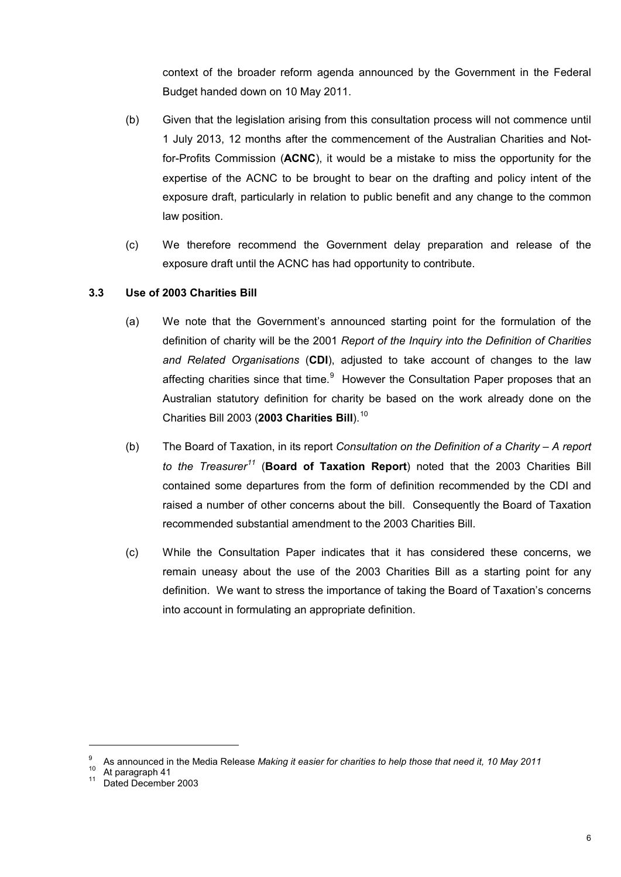context of the broader reform agenda announced by the Government in the Federal Budget handed down on 10 May 2011.

(b) Given that the legislation arising from this consultation process will not commence until 1 July 2013, 12 months after the commencement of the Australian Charities and Not-for-Profits Commission (**ACNC**), it would be a mistake to miss the opportunity for the expertise of the ACNC to be brought to bear on the drafting and policy intent of the exposure draft, particularly in relation to public benefit and any change to the common law position.

(c) We therefore recommend the Government delay preparation and release of the exposure draft until the ACNC has had opportunity to contribute.

### 3.3 Use of 2003 Charities Bill

(a) We note that the Government's announced starting point for the formulation of the definition of charity will be the 2001 *Report of the Inquiry into the Definition of Charities and Related Organisations* (**CDI**), adjusted to take account of changes to the law affecting charities since that time.[9] However the Consultation Paper proposes that an Australian statutory definition for charity be based on the work already done on the Charities Bill 2003 (**2003 Charities Bill**).[10]

(b) The Board of Taxation, in its report *Consultation on the Definition of a Charity – A report to the Treasurer*[11] (**Board of Taxation Report**) noted that the 2003 Charities Bill contained some departures from the form of definition recommended by the CDI and raised a number of other concerns about the bill. Consequently the Board of Taxation recommended substantial amendment to the 2003 Charities Bill.

(c) While the Consultation Paper indicates that it has considered these concerns, we remain uneasy about the use of the 2003 Charities Bill as a starting point for any definition. We want to stress the importance of taking the Board of Taxation's concerns into account in formulating an appropriate definition.

---

[9] As announced in the Media Release *Making it easier for charities to help those that need it, 10 May 2011*

[10] At paragraph 41

[11] Dated December 2003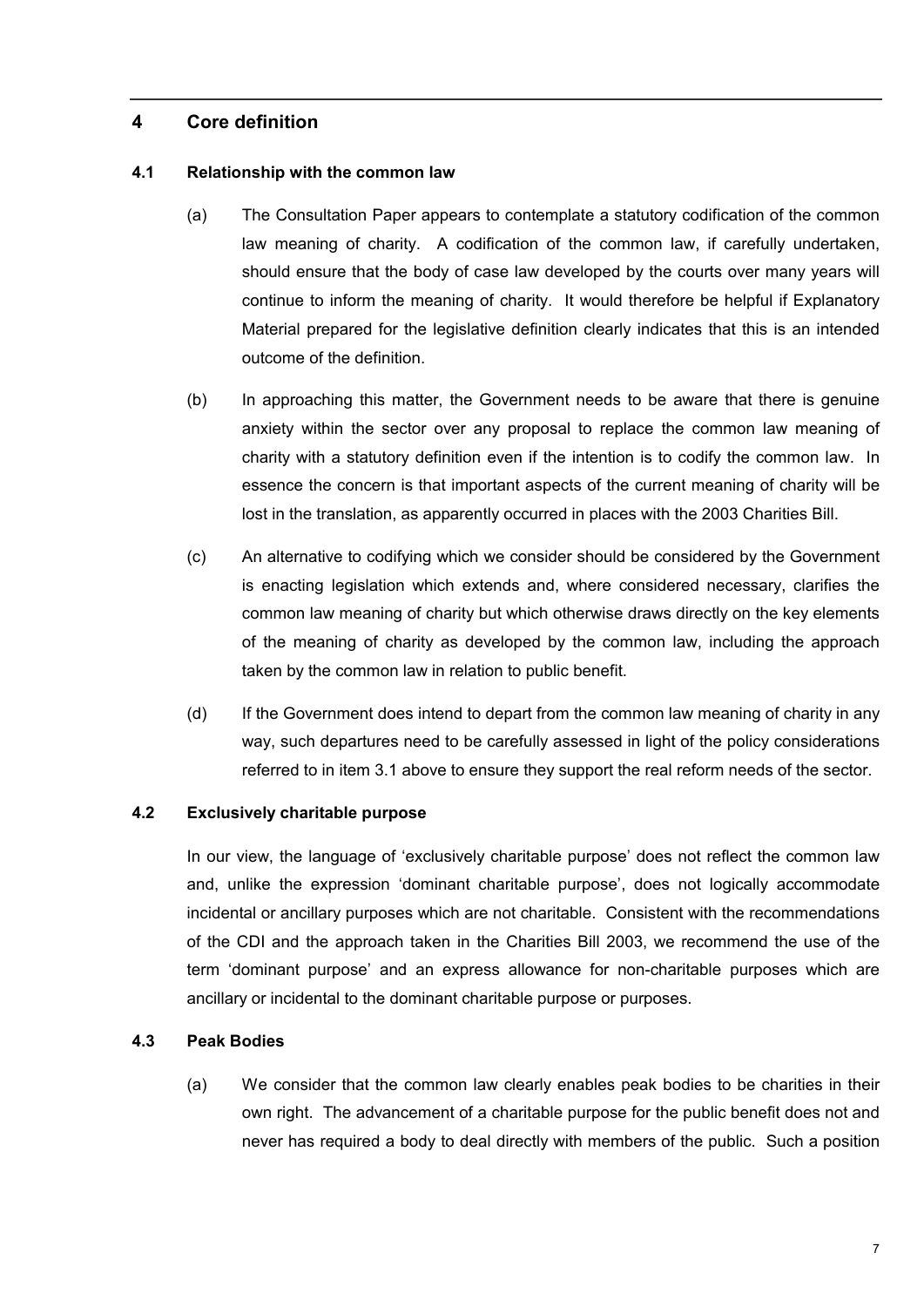## 4 Core definition

### 4.1 Relationship with the common law

(a) The Consultation Paper appears to contemplate a statutory codification of the common law meaning of charity. A codification of the common law, if carefully undertaken, should ensure that the body of case law developed by the courts over many years will continue to inform the meaning of charity. It would therefore be helpful if Explanatory Material prepared for the legislative definition clearly indicates that this is an intended outcome of the definition.

(b) In approaching this matter, the Government needs to be aware that there is genuine anxiety within the sector over any proposal to replace the common law meaning of charity with a statutory definition even if the intention is to codify the common law. In essence the concern is that important aspects of the current meaning of charity will be lost in the translation, as apparently occurred in places with the 2003 Charities Bill.

(c) An alternative to codifying which we consider should be considered by the Government is enacting legislation which extends and, where considered necessary, clarifies the common law meaning of charity but which otherwise draws directly on the key elements of the meaning of charity as developed by the common law, including the approach taken by the common law in relation to public benefit.

(d) If the Government does intend to depart from the common law meaning of charity in any way, such departures need to be carefully assessed in light of the policy considerations referred to in item 3.1 above to ensure they support the real reform needs of the sector.

### 4.2 Exclusively charitable purpose

In our view, the language of 'exclusively charitable purpose' does not reflect the common law and, unlike the expression 'dominant charitable purpose', does not logically accommodate incidental or ancillary purposes which are not charitable. Consistent with the recommendations of the CDI and the approach taken in the Charities Bill 2003, we recommend the use of the term 'dominant purpose' and an express allowance for non-charitable purposes which are ancillary or incidental to the dominant charitable purpose or purposes.

### 4.3 Peak Bodies

(a) We consider that the common law clearly enables peak bodies to be charities in their own right. The advancement of a charitable purpose for the public benefit does not and never has required a body to deal directly with members of the public. Such a position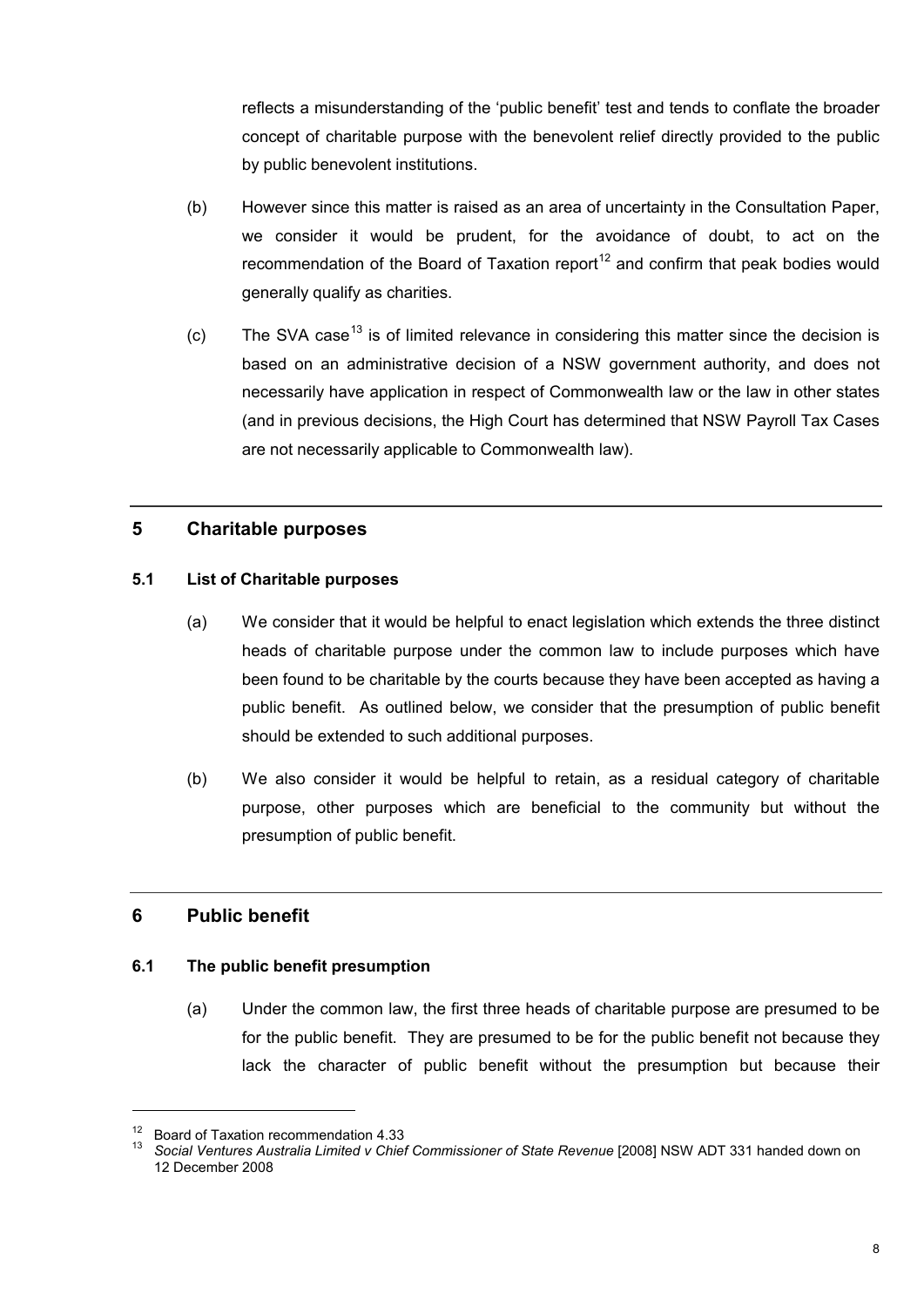reflects a misunderstanding of the 'public benefit' test and tends to conflate the broader concept of charitable purpose with the benevolent relief directly provided to the public by public benevolent institutions.

(b) However since this matter is raised as an area of uncertainty in the Consultation Paper, we consider it would be prudent, for the avoidance of doubt, to act on the recommendation of the Board of Taxation report[12] and confirm that peak bodies would generally qualify as charities.

(c) The SVA case[13] is of limited relevance in considering this matter since the decision is based on an administrative decision of a NSW government authority, and does not necessarily have application in respect of Commonwealth law or the law in other states (and in previous decisions, the High Court has determined that NSW Payroll Tax Cases are not necessarily applicable to Commonwealth law).

## 5 Charitable purposes

### 5.1 List of Charitable purposes

(a) We consider that it would be helpful to enact legislation which extends the three distinct heads of charitable purpose under the common law to include purposes which have been found to be charitable by the courts because they have been accepted as having a public benefit. As outlined below, we consider that the presumption of public benefit should be extended to such additional purposes.

(b) We also consider it would be helpful to retain, as a residual category of charitable purpose, other purposes which are beneficial to the community but without the presumption of public benefit.

## 6 Public benefit

### 6.1 The public benefit presumption

(a) Under the common law, the first three heads of charitable purpose are presumed to be for the public benefit. They are presumed to be for the public benefit not because they lack the character of public benefit without the presumption but because their

---

[12] Board of Taxation recommendation 4.33

[13] *Social Ventures Australia Limited v Chief Commissioner of State Revenue* [2008] NSW ADT 331 handed down on 12 December 2008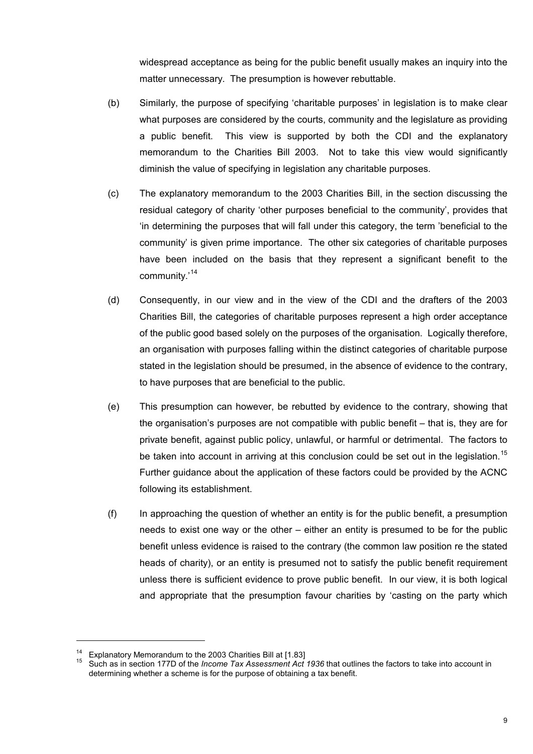widespread acceptance as being for the public benefit usually makes an inquiry into the matter unnecessary. The presumption is however rebuttable.

(b) Similarly, the purpose of specifying 'charitable purposes' in legislation is to make clear what purposes are considered by the courts, community and the legislature as providing a public benefit. This view is supported by both the CDI and the explanatory memorandum to the Charities Bill 2003. Not to take this view would significantly diminish the value of specifying in legislation any charitable purposes.

(c) The explanatory memorandum to the 2003 Charities Bill, in the section discussing the residual category of charity 'other purposes beneficial to the community', provides that 'in determining the purposes that will fall under this category, the term 'beneficial to the community' is given prime importance. The other six categories of charitable purposes have been included on the basis that they represent a significant benefit to the community.'[14]

(d) Consequently, in our view and in the view of the CDI and the drafters of the 2003 Charities Bill, the categories of charitable purposes represent a high order acceptance of the public good based solely on the purposes of the organisation. Logically therefore, an organisation with purposes falling within the distinct categories of charitable purpose stated in the legislation should be presumed, in the absence of evidence to the contrary, to have purposes that are beneficial to the public.

(e) This presumption can however, be rebutted by evidence to the contrary, showing that the organisation's purposes are not compatible with public benefit – that is, they are for private benefit, against public policy, unlawful, or harmful or detrimental. The factors to be taken into account in arriving at this conclusion could be set out in the legislation.[15] Further guidance about the application of these factors could be provided by the ACNC following its establishment.

(f) In approaching the question of whether an entity is for the public benefit, a presumption needs to exist one way or the other – either an entity is presumed to be for the public benefit unless evidence is raised to the contrary (the common law position re the stated heads of charity), or an entity is presumed not to satisfy the public benefit requirement unless there is sufficient evidence to prove public benefit. In our view, it is both logical and appropriate that the presumption favour charities by 'casting on the party which

---

[14] Explanatory Memorandum to the 2003 Charities Bill at [1.83]

[15] Such as in section 177D of the *Income Tax Assessment Act 1936* that outlines the factors to take into account in determining whether a scheme is for the purpose of obtaining a tax benefit.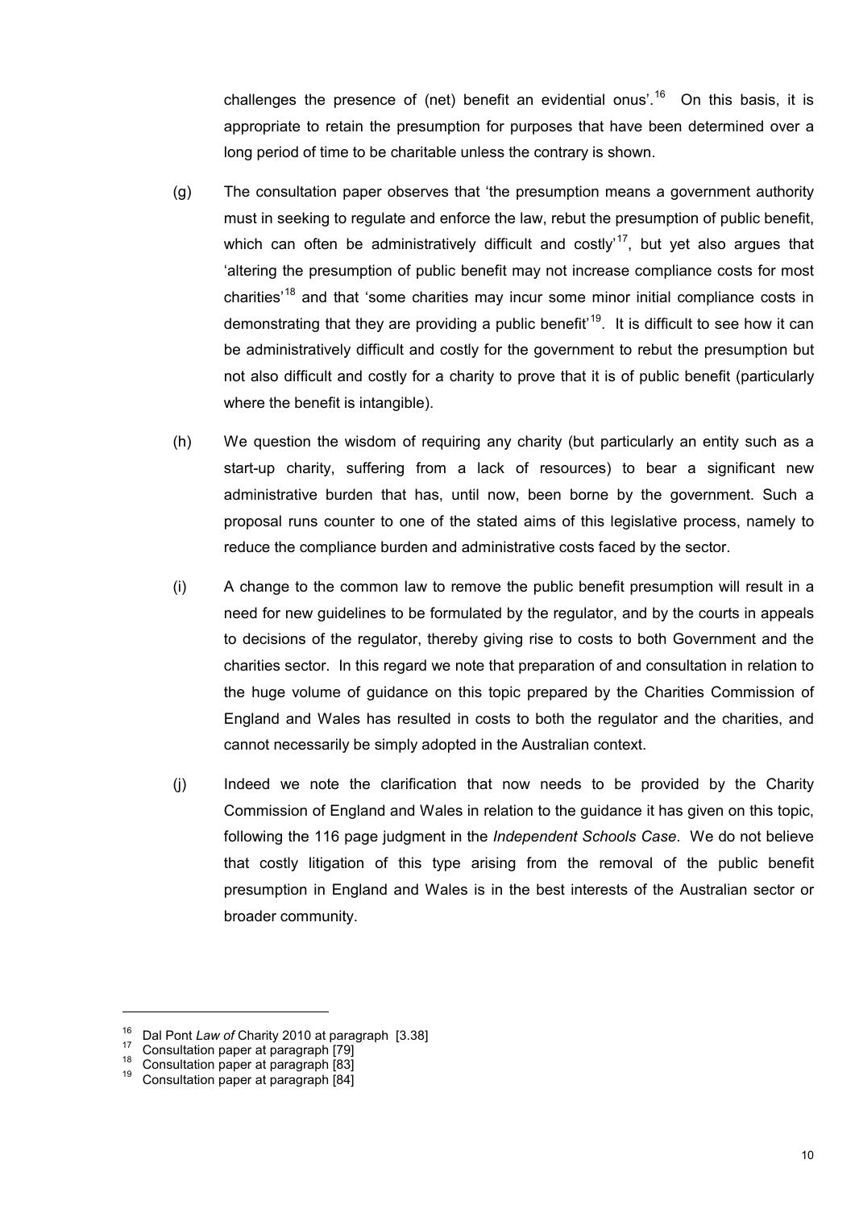challenges the presence of (net) benefit an evidential onus'.[16] On this basis, it is appropriate to retain the presumption for purposes that have been determined over a long period of time to be charitable unless the contrary is shown.

(g) The consultation paper observes that 'the presumption means a government authority must in seeking to regulate and enforce the law, rebut the presumption of public benefit, which can often be administratively difficult and costly'[17], but yet also argues that 'altering the presumption of public benefit may not increase compliance costs for most charities'[18] and that 'some charities may incur some minor initial compliance costs in demonstrating that they are providing a public benefit'[19]. It is difficult to see how it can be administratively difficult and costly for the government to rebut the presumption but not also difficult and costly for a charity to prove that it is of public benefit (particularly where the benefit is intangible).

(h) We question the wisdom of requiring any charity (but particularly an entity such as a start-up charity, suffering from a lack of resources) to bear a significant new administrative burden that has, until now, been borne by the government. Such a proposal runs counter to one of the stated aims of this legislative process, namely to reduce the compliance burden and administrative costs faced by the sector.

(i) A change to the common law to remove the public benefit presumption will result in a need for new guidelines to be formulated by the regulator, and by the courts in appeals to decisions of the regulator, thereby giving rise to costs to both Government and the charities sector. In this regard we note that preparation of and consultation in relation to the huge volume of guidance on this topic prepared by the Charities Commission of England and Wales has resulted in costs to both the regulator and the charities, and cannot necessarily be simply adopted in the Australian context.

(j) Indeed we note the clarification that now needs to be provided by the Charity Commission of England and Wales in relation to the guidance it has given on this topic, following the 116 page judgment in the *Independent Schools Case*. We do not believe that costly litigation of this type arising from the removal of the public benefit presumption in England and Wales is in the best interests of the Australian sector or broader community.

---

[16] Dal Pont *Law of* Charity 2010 at paragraph [3.38]

[17] Consultation paper at paragraph [79]

[18] Consultation paper at paragraph [83]

[19] Consultation paper at paragraph [84]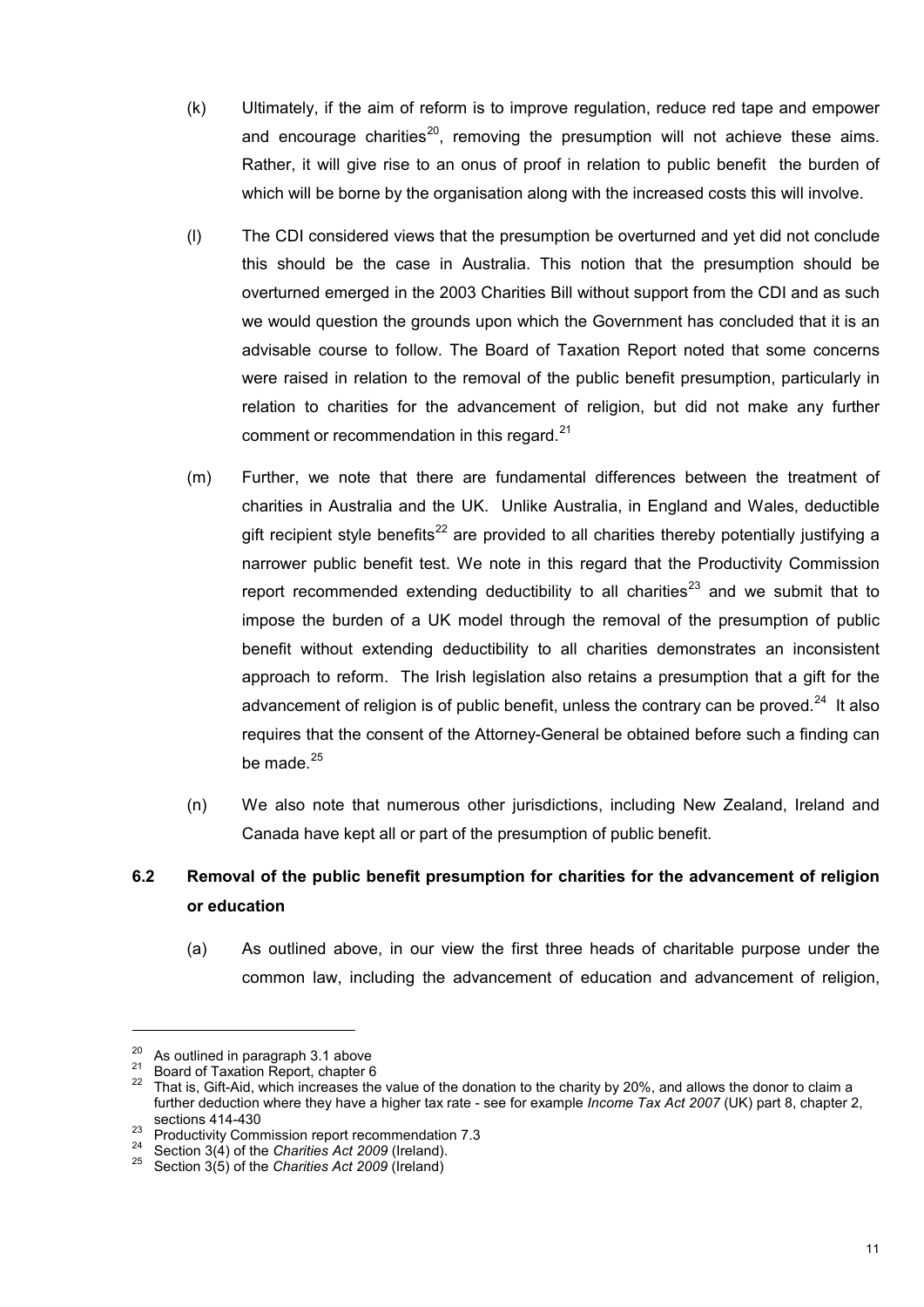(k) Ultimately, if the aim of reform is to improve regulation, reduce red tape and empower and encourage charities[20], removing the presumption will not achieve these aims. Rather, it will give rise to an onus of proof in relation to public benefit the burden of which will be borne by the organisation along with the increased costs this will involve.

(l) The CDI considered views that the presumption be overturned and yet did not conclude this should be the case in Australia. This notion that the presumption should be overturned emerged in the 2003 Charities Bill without support from the CDI and as such we would question the grounds upon which the Government has concluded that it is an advisable course to follow. The Board of Taxation Report noted that some concerns were raised in relation to the removal of the public benefit presumption, particularly in relation to charities for the advancement of religion, but did not make any further comment or recommendation in this regard.[21]

(m) Further, we note that there are fundamental differences between the treatment of charities in Australia and the UK. Unlike Australia, in England and Wales, deductible gift recipient style benefits[22] are provided to all charities thereby potentially justifying a narrower public benefit test. We note in this regard that the Productivity Commission report recommended extending deductibility to all charities[23] and we submit that to impose the burden of a UK model through the removal of the presumption of public benefit without extending deductibility to all charities demonstrates an inconsistent approach to reform. The Irish legislation also retains a presumption that a gift for the advancement of religion is of public benefit, unless the contrary can be proved.[24] It also requires that the consent of the Attorney-General be obtained before such a finding can be made.[25]

(n) We also note that numerous other jurisdictions, including New Zealand, Ireland and Canada have kept all or part of the presumption of public benefit.

## 6.2 Removal of the public benefit presumption for charities for the advancement of religion or education

(a) As outlined above, in our view the first three heads of charitable purpose under the common law, including the advancement of education and advancement of religion,

---

[20] As outlined in paragraph 3.1 above

[21] Board of Taxation Report, chapter 6

[22] That is, Gift-Aid, which increases the value of the donation to the charity by 20%, and allows the donor to claim a further deduction where they have a higher tax rate - see for example *Income Tax Act 2007* (UK) part 8, chapter 2, sections 414-430

[23] Productivity Commission report recommendation 7.3

[24] Section 3(4) of the *Charities Act 2009* (Ireland).

[25] Section 3(5) of the *Charities Act 2009* (Ireland)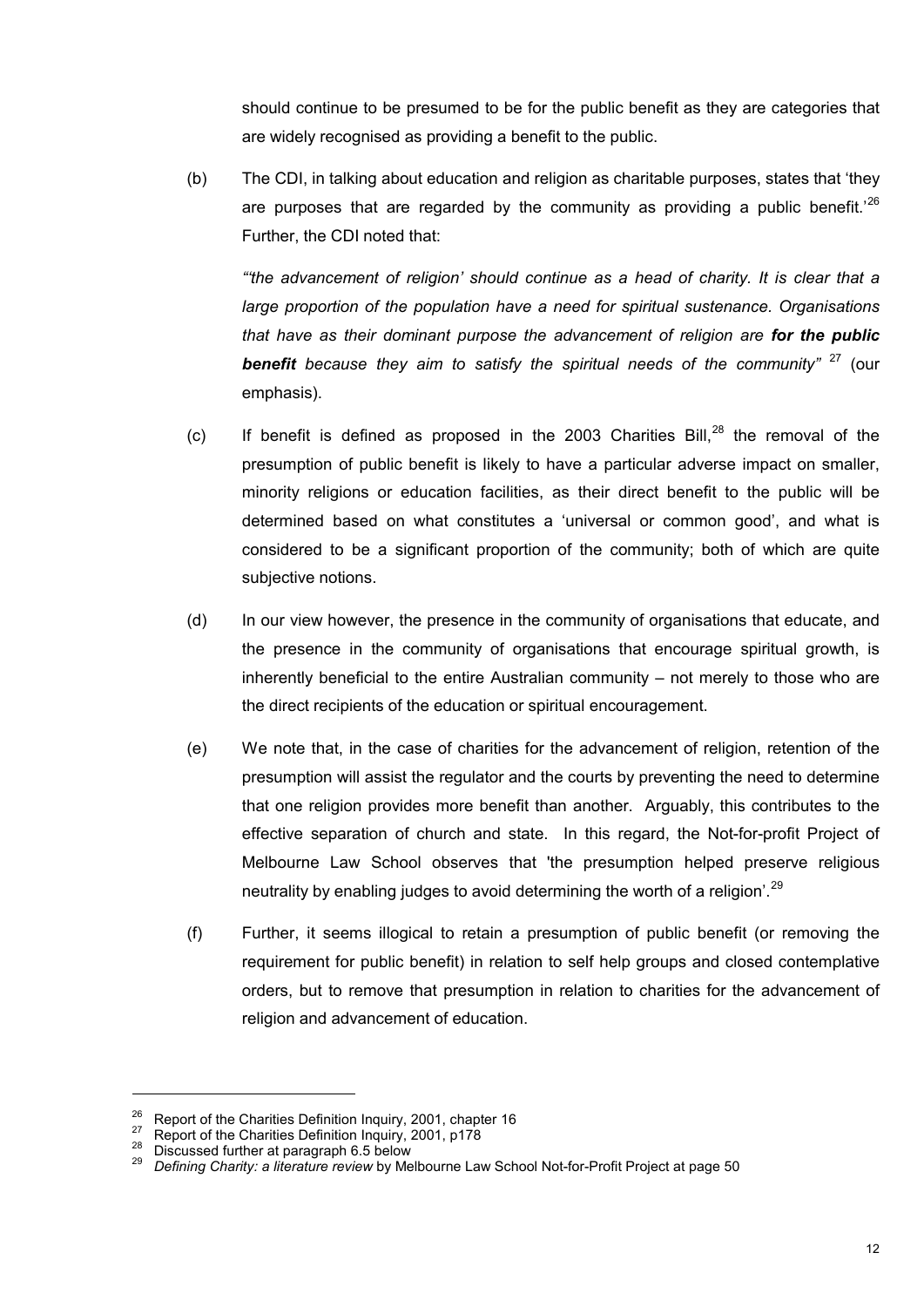should continue to be presumed to be for the public benefit as they are categories that are widely recognised as providing a benefit to the public.

(b) The CDI, in talking about education and religion as charitable purposes, states that 'they are purposes that are regarded by the community as providing a public benefit.'[26] Further, the CDI noted that:

*"'the advancement of religion' should continue as a head of charity. It is clear that a large proportion of the population have a need for spiritual sustenance. Organisations that have as their dominant purpose the advancement of religion are **for the public benefit** because they aim to satisfy the spiritual needs of the community"* [27] (our emphasis).

(c) If benefit is defined as proposed in the 2003 Charities Bill,[28] the removal of the presumption of public benefit is likely to have a particular adverse impact on smaller, minority religions or education facilities, as their direct benefit to the public will be determined based on what constitutes a 'universal or common good', and what is considered to be a significant proportion of the community; both of which are quite subjective notions.

(d) In our view however, the presence in the community of organisations that educate, and the presence in the community of organisations that encourage spiritual growth, is inherently beneficial to the entire Australian community – not merely to those who are the direct recipients of the education or spiritual encouragement.

(e) We note that, in the case of charities for the advancement of religion, retention of the presumption will assist the regulator and the courts by preventing the need to determine that one religion provides more benefit than another. Arguably, this contributes to the effective separation of church and state. In this regard, the Not-for-profit Project of Melbourne Law School observes that 'the presumption helped preserve religious neutrality by enabling judges to avoid determining the worth of a religion'.[29]

(f) Further, it seems illogical to retain a presumption of public benefit (or removing the requirement for public benefit) in relation to self help groups and closed contemplative orders, but to remove that presumption in relation to charities for the advancement of religion and advancement of education.

---

[26] Report of the Charities Definition Inquiry, 2001, chapter 16

[27] Report of the Charities Definition Inquiry, 2001, p178

[28] Discussed further at paragraph 6.5 below

[29] *Defining Charity: a literature review* by Melbourne Law School Not-for-Profit Project at page 50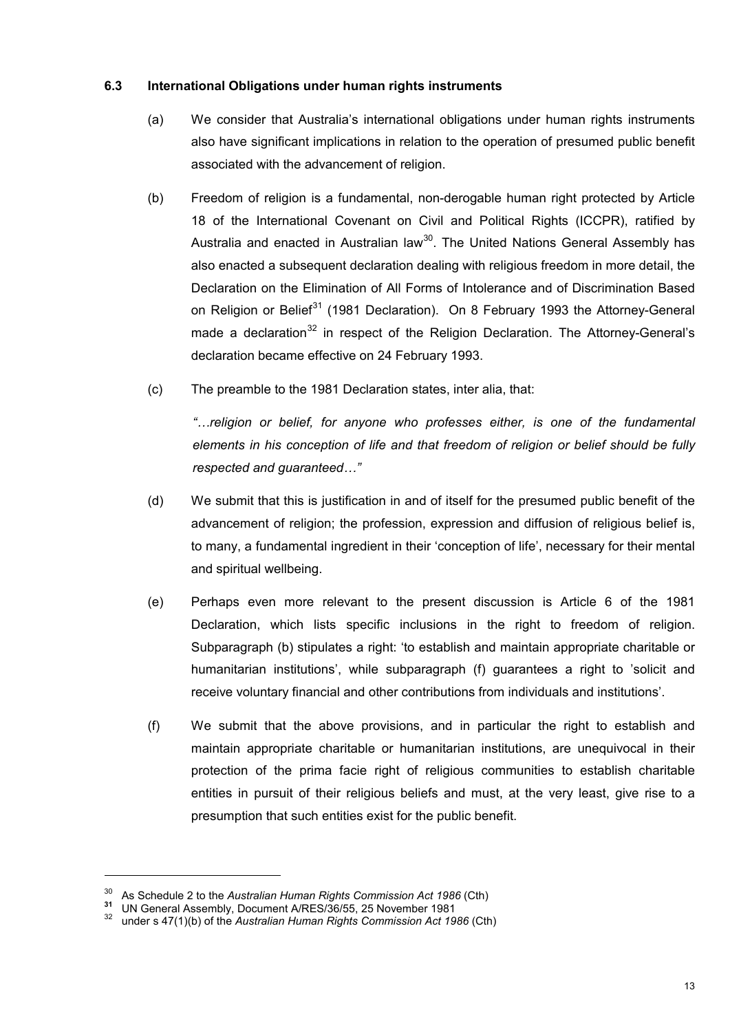### 6.3 International Obligations under human rights instruments

(a) We consider that Australia's international obligations under human rights instruments also have significant implications in relation to the operation of presumed public benefit associated with the advancement of religion.

(b) Freedom of religion is a fundamental, non-derogable human right protected by Article 18 of the International Covenant on Civil and Political Rights (ICCPR), ratified by Australia and enacted in Australian law[30]. The United Nations General Assembly has also enacted a subsequent declaration dealing with religious freedom in more detail, the Declaration on the Elimination of All Forms of Intolerance and of Discrimination Based on Religion or Belief[31] (1981 Declaration). On 8 February 1993 the Attorney-General made a declaration[32] in respect of the Religion Declaration. The Attorney-General's declaration became effective on 24 February 1993.

(c) The preamble to the 1981 Declaration states, inter alia, that:

*"…religion or belief, for anyone who professes either, is one of the fundamental elements in his conception of life and that freedom of religion or belief should be fully respected and guaranteed…"*

(d) We submit that this is justification in and of itself for the presumed public benefit of the advancement of religion; the profession, expression and diffusion of religious belief is, to many, a fundamental ingredient in their 'conception of life', necessary for their mental and spiritual wellbeing.

(e) Perhaps even more relevant to the present discussion is Article 6 of the 1981 Declaration, which lists specific inclusions in the right to freedom of religion. Subparagraph (b) stipulates a right: 'to establish and maintain appropriate charitable or humanitarian institutions', while subparagraph (f) guarantees a right to 'solicit and receive voluntary financial and other contributions from individuals and institutions'.

(f) We submit that the above provisions, and in particular the right to establish and maintain appropriate charitable or humanitarian institutions, are unequivocal in their protection of the prima facie right of religious communities to establish charitable entities in pursuit of their religious beliefs and must, at the very least, give rise to a presumption that such entities exist for the public benefit.

---

[30] As Schedule 2 to the *Australian Human Rights Commission Act 1986* (Cth)

[31] UN General Assembly, Document A/RES/36/55, 25 November 1981

[32] under s 47(1)(b) of the *Australian Human Rights Commission Act 1986* (Cth)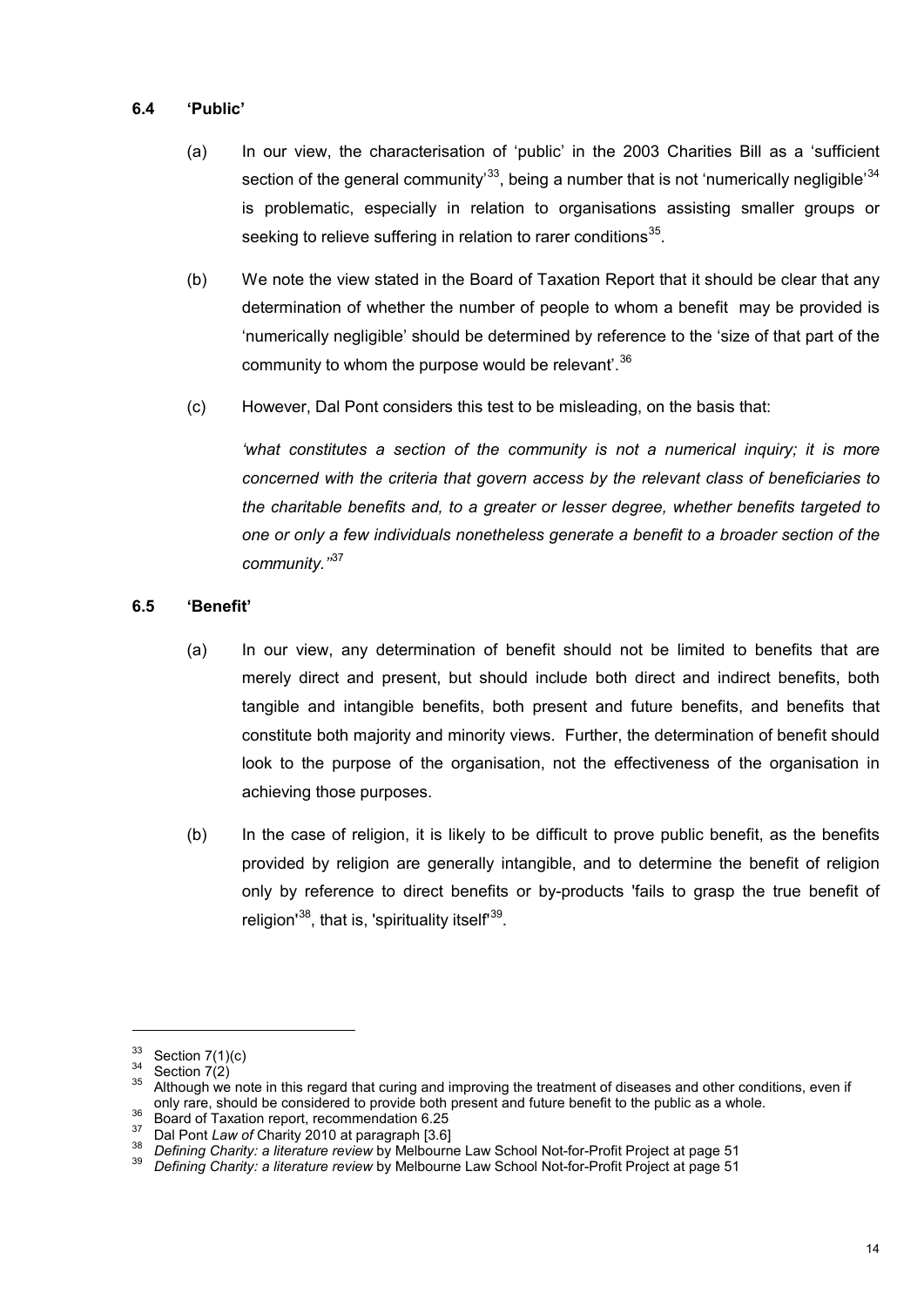### 6.4 'Public'

(a) In our view, the characterisation of 'public' in the 2003 Charities Bill as a 'sufficient section of the general community'[33], being a number that is not 'numerically negligible'[34] is problematic, especially in relation to organisations assisting smaller groups or seeking to relieve suffering in relation to rarer conditions[35].

(b) We note the view stated in the Board of Taxation Report that it should be clear that any determination of whether the number of people to whom a benefit may be provided is 'numerically negligible' should be determined by reference to the 'size of that part of the community to whom the purpose would be relevant'.[36]

(c) However, Dal Pont considers this test to be misleading, on the basis that:

> *'what constitutes a section of the community is not a numerical inquiry; it is more concerned with the criteria that govern access by the relevant class of beneficiaries to the charitable benefits and, to a greater or lesser degree, whether benefits targeted to one or only a few individuals nonetheless generate a benefit to a broader section of the community.'*[37]

### 6.5 'Benefit'

(a) In our view, any determination of benefit should not be limited to benefits that are merely direct and present, but should include both direct and indirect benefits, both tangible and intangible benefits, both present and future benefits, and benefits that constitute both majority and minority views. Further, the determination of benefit should look to the purpose of the organisation, not the effectiveness of the organisation in achieving those purposes.

(b) In the case of religion, it is likely to be difficult to prove public benefit, as the benefits provided by religion are generally intangible, and to determine the benefit of religion only by reference to direct benefits or by-products 'fails to grasp the true benefit of religion'[38], that is, 'spirituality itself'[39].

---

[33] Section 7(1)(c)
[34] Section 7(2)
[35] Although we note in this regard that curing and improving the treatment of diseases and other conditions, even if only rare, should be considered to provide both present and future benefit to the public as a whole.
[36] Board of Taxation report, recommendation 6.25
[37] Dal Pont *Law of* Charity 2010 at paragraph [3.6]
[38] *Defining Charity: a literature review* by Melbourne Law School Not-for-Profit Project at page 51
[39] *Defining Charity: a literature review* by Melbourne Law School Not-for-Profit Project at page 51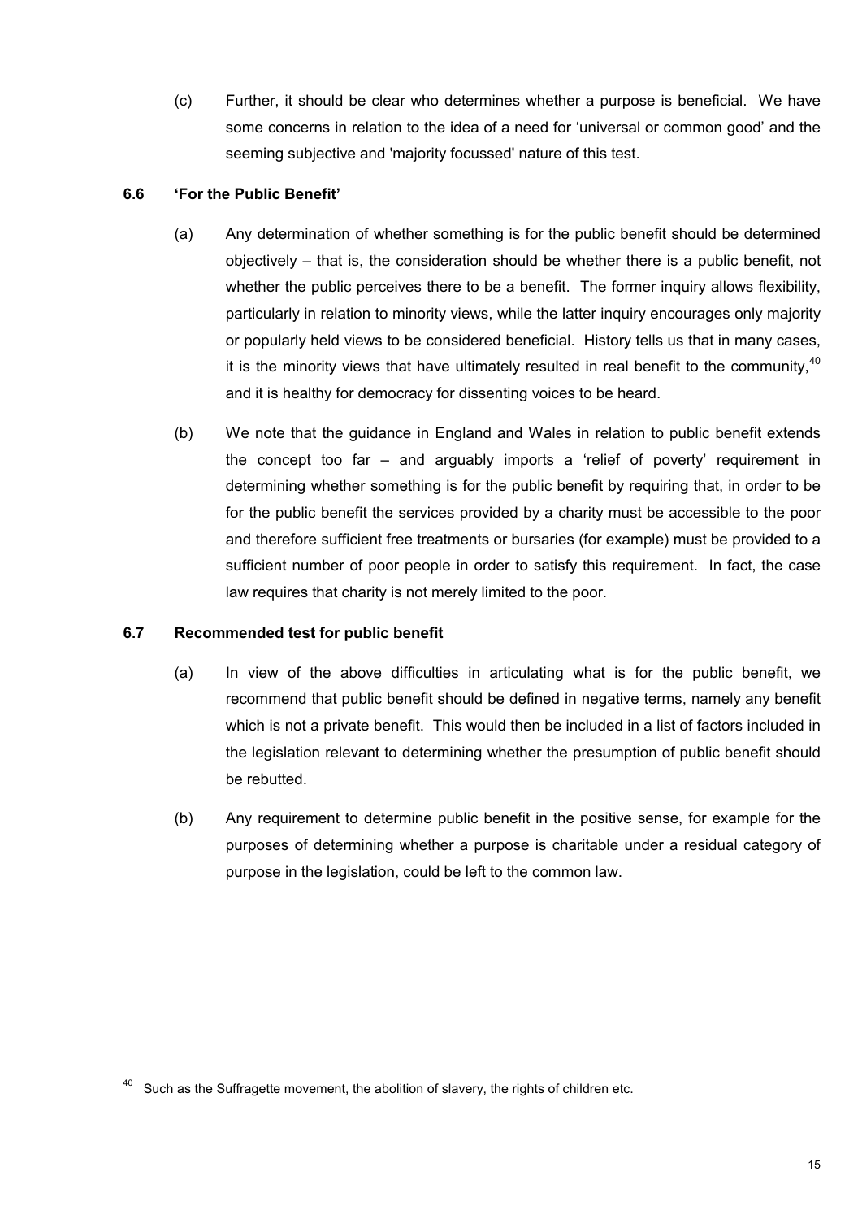(c) Further, it should be clear who determines whether a purpose is beneficial. We have some concerns in relation to the idea of a need for 'universal or common good' and the seeming subjective and 'majority focussed' nature of this test.

### 6.6 'For the Public Benefit'

(a) Any determination of whether something is for the public benefit should be determined objectively – that is, the consideration should be whether there is a public benefit, not whether the public perceives there to be a benefit. The former inquiry allows flexibility, particularly in relation to minority views, while the latter inquiry encourages only majority or popularly held views to be considered beneficial. History tells us that in many cases, it is the minority views that have ultimately resulted in real benefit to the community,[40] and it is healthy for democracy for dissenting voices to be heard.

(b) We note that the guidance in England and Wales in relation to public benefit extends the concept too far – and arguably imports a 'relief of poverty' requirement in determining whether something is for the public benefit by requiring that, in order to be for the public benefit the services provided by a charity must be accessible to the poor and therefore sufficient free treatments or bursaries (for example) must be provided to a sufficient number of poor people in order to satisfy this requirement. In fact, the case law requires that charity is not merely limited to the poor.

### 6.7 Recommended test for public benefit

(a) In view of the above difficulties in articulating what is for the public benefit, we recommend that public benefit should be defined in negative terms, namely any benefit which is not a private benefit. This would then be included in a list of factors included in the legislation relevant to determining whether the presumption of public benefit should be rebutted.

(b) Any requirement to determine public benefit in the positive sense, for example for the purposes of determining whether a purpose is charitable under a residual category of purpose in the legislation, could be left to the common law.

---

[40] Such as the Suffragette movement, the abolition of slavery, the rights of children etc.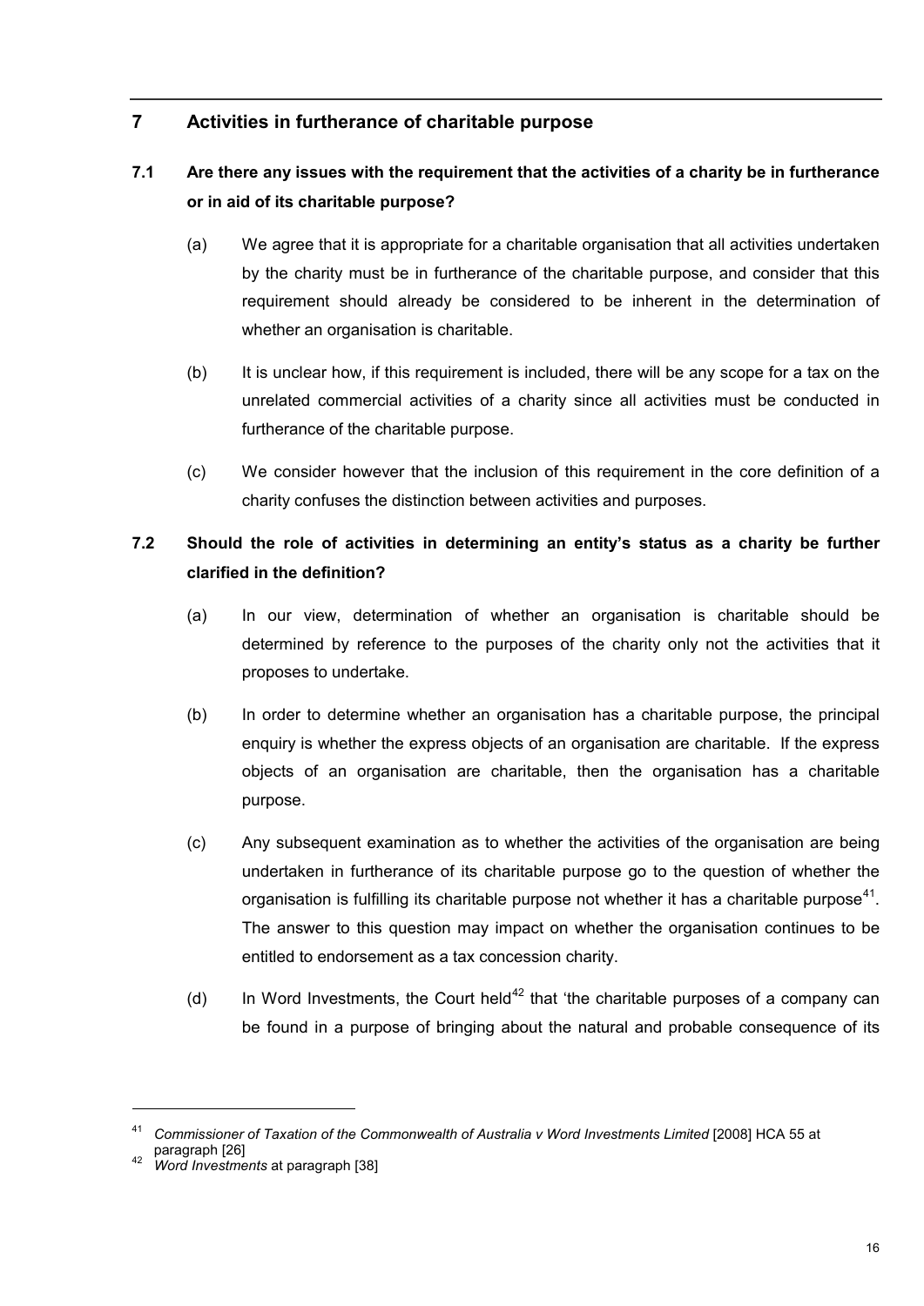## 7 Activities in furtherance of charitable purpose

### 7.1 Are there any issues with the requirement that the activities of a charity be in furtherance or in aid of its charitable purpose?

(a) We agree that it is appropriate for a charitable organisation that all activities undertaken by the charity must be in furtherance of the charitable purpose, and consider that this requirement should already be considered to be inherent in the determination of whether an organisation is charitable.

(b) It is unclear how, if this requirement is included, there will be any scope for a tax on the unrelated commercial activities of a charity since all activities must be conducted in furtherance of the charitable purpose.

(c) We consider however that the inclusion of this requirement in the core definition of a charity confuses the distinction between activities and purposes.

### 7.2 Should the role of activities in determining an entity's status as a charity be further clarified in the definition?

(a) In our view, determination of whether an organisation is charitable should be determined by reference to the purposes of the charity only not the activities that it proposes to undertake.

(b) In order to determine whether an organisation has a charitable purpose, the principal enquiry is whether the express objects of an organisation are charitable. If the express objects of an organisation are charitable, then the organisation has a charitable purpose.

(c) Any subsequent examination as to whether the activities of the organisation are being undertaken in furtherance of its charitable purpose go to the question of whether the organisation is fulfilling its charitable purpose not whether it has a charitable purpose[41]. The answer to this question may impact on whether the organisation continues to be entitled to endorsement as a tax concession charity.

(d) In Word Investments, the Court held[42] that 'the charitable purposes of a company can be found in a purpose of bringing about the natural and probable consequence of its

---

[41] *Commissioner of Taxation of the Commonwealth of Australia v Word Investments Limited* [2008] HCA 55 at paragraph [26]

[42] *Word Investments* at paragraph [38]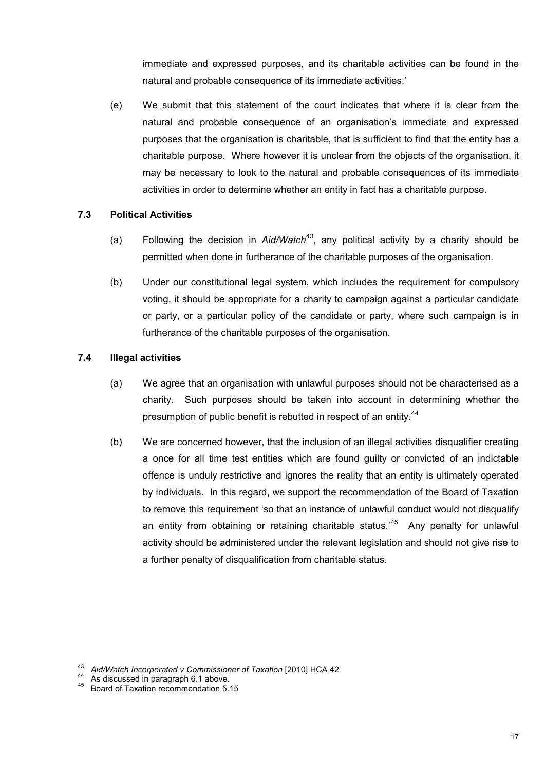immediate and expressed purposes, and its charitable activities can be found in the natural and probable consequence of its immediate activities.'

(e) We submit that this statement of the court indicates that where it is clear from the natural and probable consequence of an organisation's immediate and expressed purposes that the organisation is charitable, that is sufficient to find that the entity has a charitable purpose. Where however it is unclear from the objects of the organisation, it may be necessary to look to the natural and probable consequences of its immediate activities in order to determine whether an entity in fact has a charitable purpose.

### 7.3 Political Activities

(a) Following the decision in *Aid/Watch*[43], any political activity by a charity should be permitted when done in furtherance of the charitable purposes of the organisation.

(b) Under our constitutional legal system, which includes the requirement for compulsory voting, it should be appropriate for a charity to campaign against a particular candidate or party, or a particular policy of the candidate or party, where such campaign is in furtherance of the charitable purposes of the organisation.

### 7.4 Illegal activities

(a) We agree that an organisation with unlawful purposes should not be characterised as a charity. Such purposes should be taken into account in determining whether the presumption of public benefit is rebutted in respect of an entity.[44]

(b) We are concerned however, that the inclusion of an illegal activities disqualifier creating a once for all time test entities which are found guilty or convicted of an indictable offence is unduly restrictive and ignores the reality that an entity is ultimately operated by individuals. In this regard, we support the recommendation of the Board of Taxation to remove this requirement 'so that an instance of unlawful conduct would not disqualify an entity from obtaining or retaining charitable status.'[45] Any penalty for unlawful activity should be administered under the relevant legislation and should not give rise to a further penalty of disqualification from charitable status.

---

[43] *Aid/Watch Incorporated v Commissioner of Taxation* [2010] HCA 42

[44] As discussed in paragraph 6.1 above.

[45] Board of Taxation recommendation 5.15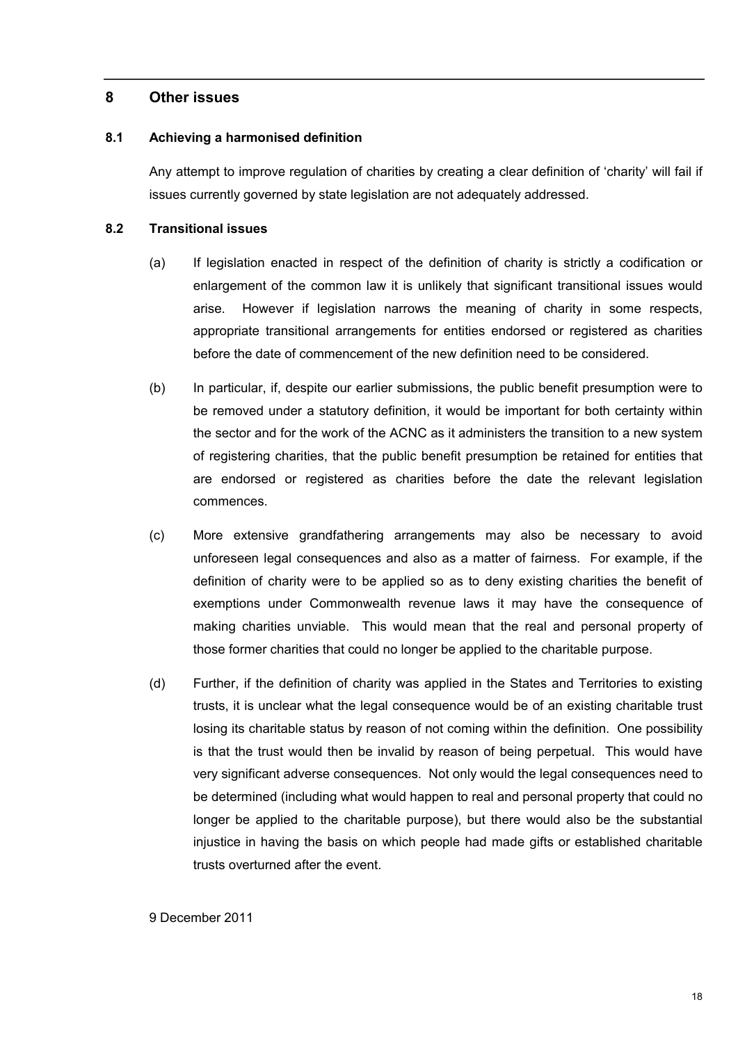## 8 Other issues

### 8.1 Achieving a harmonised definition

Any attempt to improve regulation of charities by creating a clear definition of 'charity' will fail if issues currently governed by state legislation are not adequately addressed.

### 8.2 Transitional issues

(a) If legislation enacted in respect of the definition of charity is strictly a codification or enlargement of the common law it is unlikely that significant transitional issues would arise. However if legislation narrows the meaning of charity in some respects, appropriate transitional arrangements for entities endorsed or registered as charities before the date of commencement of the new definition need to be considered.

(b) In particular, if, despite our earlier submissions, the public benefit presumption were to be removed under a statutory definition, it would be important for both certainty within the sector and for the work of the ACNC as it administers the transition to a new system of registering charities, that the public benefit presumption be retained for entities that are endorsed or registered as charities before the date the relevant legislation commences.

(c) More extensive grandfathering arrangements may also be necessary to avoid unforeseen legal consequences and also as a matter of fairness. For example, if the definition of charity were to be applied so as to deny existing charities the benefit of exemptions under Commonwealth revenue laws it may have the consequence of making charities unviable. This would mean that the real and personal property of those former charities that could no longer be applied to the charitable purpose.

(d) Further, if the definition of charity was applied in the States and Territories to existing trusts, it is unclear what the legal consequence would be of an existing charitable trust losing its charitable status by reason of not coming within the definition. One possibility is that the trust would then be invalid by reason of being perpetual. This would have very significant adverse consequences. Not only would the legal consequences need to be determined (including what would happen to real and personal property that could no longer be applied to the charitable purpose), but there would also be the substantial injustice in having the basis on which people had made gifts or established charitable trusts overturned after the event.

9 December 2011